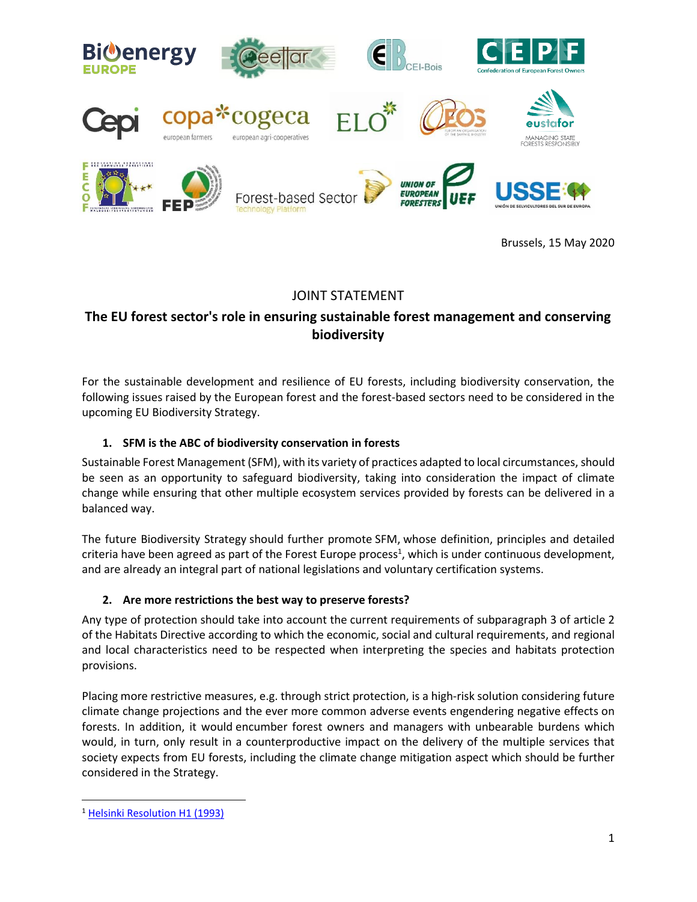Brussels, 15 May 2020

# JOINT STATEMENT

## The EU forest sector's role in ensuring sustainable forest management and conserving biodiversity

For the sustainable development and resilience of EU forests, including biodiversity conservation, the following issues raised by the European forest and the forest-based sectors need to be considered in the upcoming EU Biodiversity Strategy.

### 1. SFM is the ABC of biodiversity conservation in forests

Sustainable Forest Management (SFM), with its variety of practices adapted to local circumstances, should be seen as an opportunity to safeguard biodiversity, taking into consideration the impact of climate change while ensuring that other multiple ecosystem services provided by forests can be delivered in a balanced way.

The future Biodiversity Strategy should further promote SFM, whose definition, principles and detailed criteria have been agreed as part of the Forest Europe process[1], which is under continuous development, and are already an integral part of national legislations and voluntary certification systems.

### 2. Are more restrictions the best way to preserve forests?

Any type of protection should take into account the current requirements of subparagraph 3 of article 2 of the Habitats Directive according to which the economic, social and cultural requirements, and regional and local characteristics need to be respected when interpreting the species and habitats protection provisions.

Placing more restrictive measures, e.g. through strict protection, is a high-risk solution considering future climate change projections and the ever more common adverse events engendering negative effects on forests. In addition, it would encumber forest owners and managers with unbearable burdens which would, in turn, only result in a counterproductive impact on the delivery of the multiple services that society expects from EU forests, including the climate change mitigation aspect which should be further considered in the Strategy.

---

[1] Helsinki Resolution H1 (1993)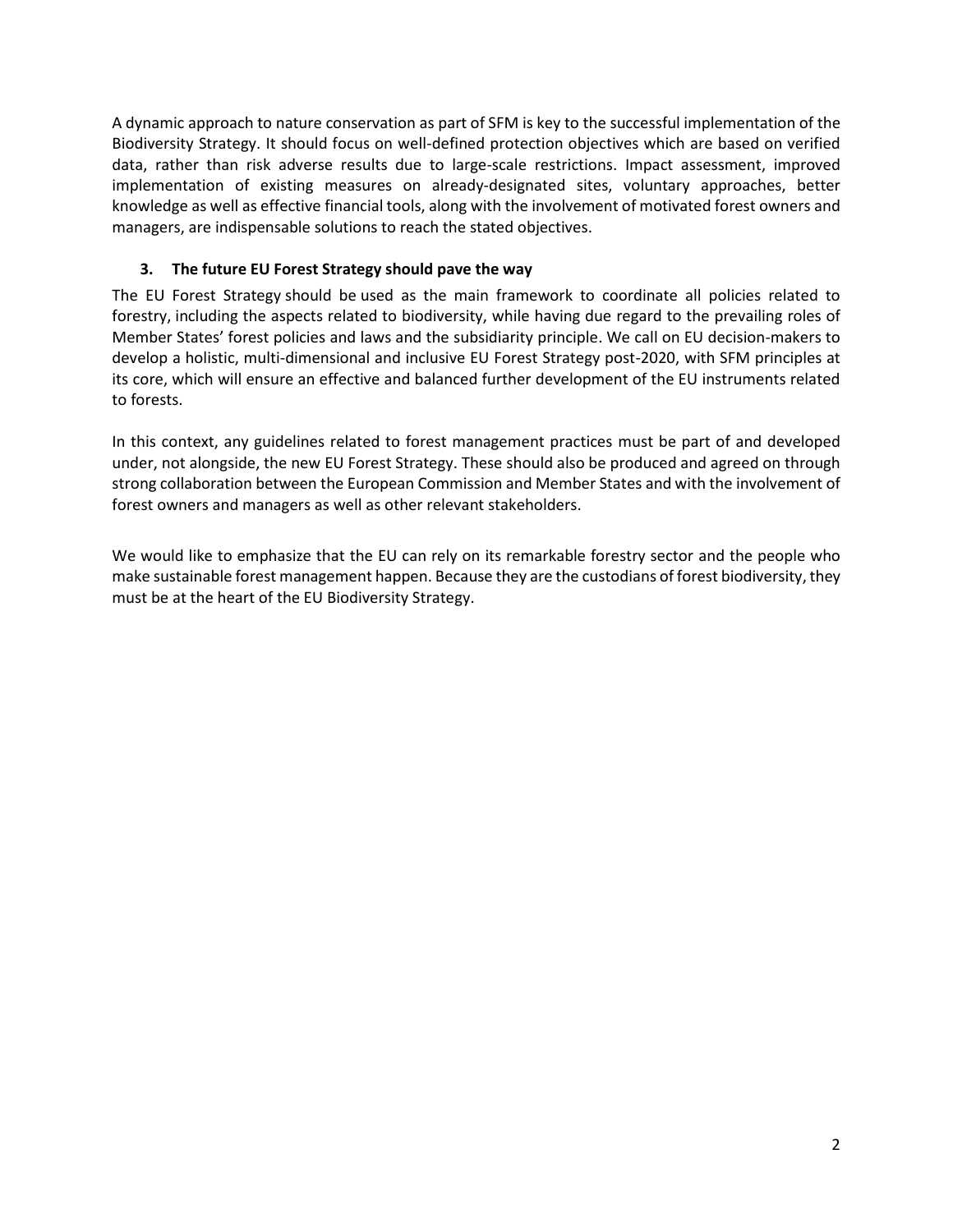A dynamic approach to nature conservation as part of SFM is key to the successful implementation of the Biodiversity Strategy. It should focus on well-defined protection objectives which are based on verified data, rather than risk adverse results due to large-scale restrictions. Impact assessment, improved implementation of existing measures on already-designated sites, voluntary approaches, better knowledge as well as effective financial tools, along with the involvement of motivated forest owners and managers, are indispensable solutions to reach the stated objectives.

### 3. The future EU Forest Strategy should pave the way

The EU Forest Strategy should be used as the main framework to coordinate all policies related to forestry, including the aspects related to biodiversity, while having due regard to the prevailing roles of Member States' forest policies and laws and the subsidiarity principle. We call on EU decision-makers to develop a holistic, multi-dimensional and inclusive EU Forest Strategy post-2020, with SFM principles at its core, which will ensure an effective and balanced further development of the EU instruments related to forests.

In this context, any guidelines related to forest management practices must be part of and developed under, not alongside, the new EU Forest Strategy. These should also be produced and agreed on through strong collaboration between the European Commission and Member States and with the involvement of forest owners and managers as well as other relevant stakeholders.

We would like to emphasize that the EU can rely on its remarkable forestry sector and the people who make sustainable forest management happen. Because they are the custodians of forest biodiversity, they must be at the heart of the EU Biodiversity Strategy.